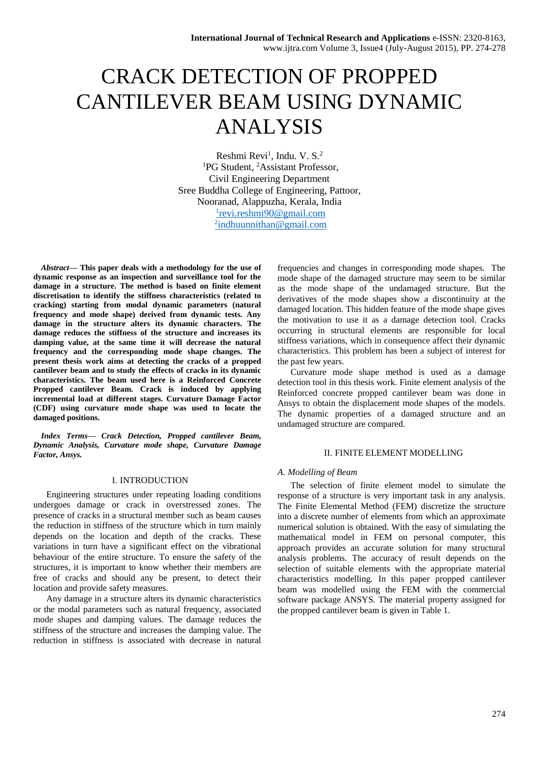# CRACK DETECTION OF PROPPED CANTILEVER BEAM USING DYNAMIC ANALYSIS

Reshmi Revi[1], Indu. V. S.[2]
[1]PG Student, [2]Assistant Professor,
Civil Engineering Department
Sree Buddha College of Engineering, Pattoor,
Nooranad, Alappuzha, Kerala, India
[1]revi.reshmi90@gmail.com
[2]indhuunnithan@gmail.com

***Abstract*— This paper deals with a methodology for the use of dynamic response as an inspection and surveillance tool for the damage in a structure. The method is based on finite element discretisation to identify the stiffness characteristics (related to cracking) starting from modal dynamic parameters (natural frequency and mode shape) derived from dynamic tests. Any damage in the structure alters its dynamic characters. The damage reduces the stiffness of the structure and increases its damping value, at the same time it will decrease the natural frequency and the corresponding mode shape changes. The present thesis work aims at detecting the cracks of a propped cantilever beam and to study the effects of cracks in its dynamic characteristics. The beam used here is a Reinforced Concrete Propped cantilever Beam. Crack is induced by applying incremental load at different stages. Curvature Damage Factor (CDF) using curvature mode shape was used to locate the damaged positions.**

***Index Terms*— *Crack Detection, Propped cantilever Beam, Dynamic Analysis, Curvature mode shape, Curvature Damage Factor, Ansys.***

## I. INTRODUCTION

Engineering structures under repeating loading conditions undergoes damage or crack in overstressed zones. The presence of cracks in a structural member such as beam causes the reduction in stiffness of the structure which in turn mainly depends on the location and depth of the cracks. These variations in turn have a significant effect on the vibrational behaviour of the entire structure. To ensure the safety of the structures, it is important to know whether their members are free of cracks and should any be present, to detect their location and provide safety measures.

Any damage in a structure alters its dynamic characteristics or the modal parameters such as natural frequency, associated mode shapes and damping values. The damage reduces the stiffness of the structure and increases the damping value. The reduction in stiffness is associated with decrease in natural frequencies and changes in corresponding mode shapes. The mode shape of the damaged structure may seem to be similar as the mode shape of the undamaged structure. But the derivatives of the mode shapes show a discontinuity at the damaged location. This hidden feature of the mode shape gives the motivation to use it as a damage detection tool. Cracks occurring in structural elements are responsible for local stiffness variations, which in consequence affect their dynamic characteristics. This problem has been a subject of interest for the past few years.

Curvature mode shape method is used as a damage detection tool in this thesis work. Finite element analysis of the Reinforced concrete propped cantilever beam was done in Ansys to obtain the displacement mode shapes of the models. The dynamic properties of a damaged structure and an undamaged structure are compared.

## II. FINITE ELEMENT MODELLING

### *A. Modelling of Beam*

The selection of finite element model to simulate the response of a structure is very important task in any analysis. The Finite Elemental Method (FEM) discretize the structure into a discrete number of elements from which an approximate numerical solution is obtained. With the easy of simulating the mathematical model in FEM on personal computer, this approach provides an accurate solution for many structural analysis problems. The accuracy of result depends on the selection of suitable elements with the appropriate material characteristics modelling. In this paper propped cantilever beam was modelled using the FEM with the commercial software package ANSYS. The material property assigned for the propped cantilever beam is given in Table 1.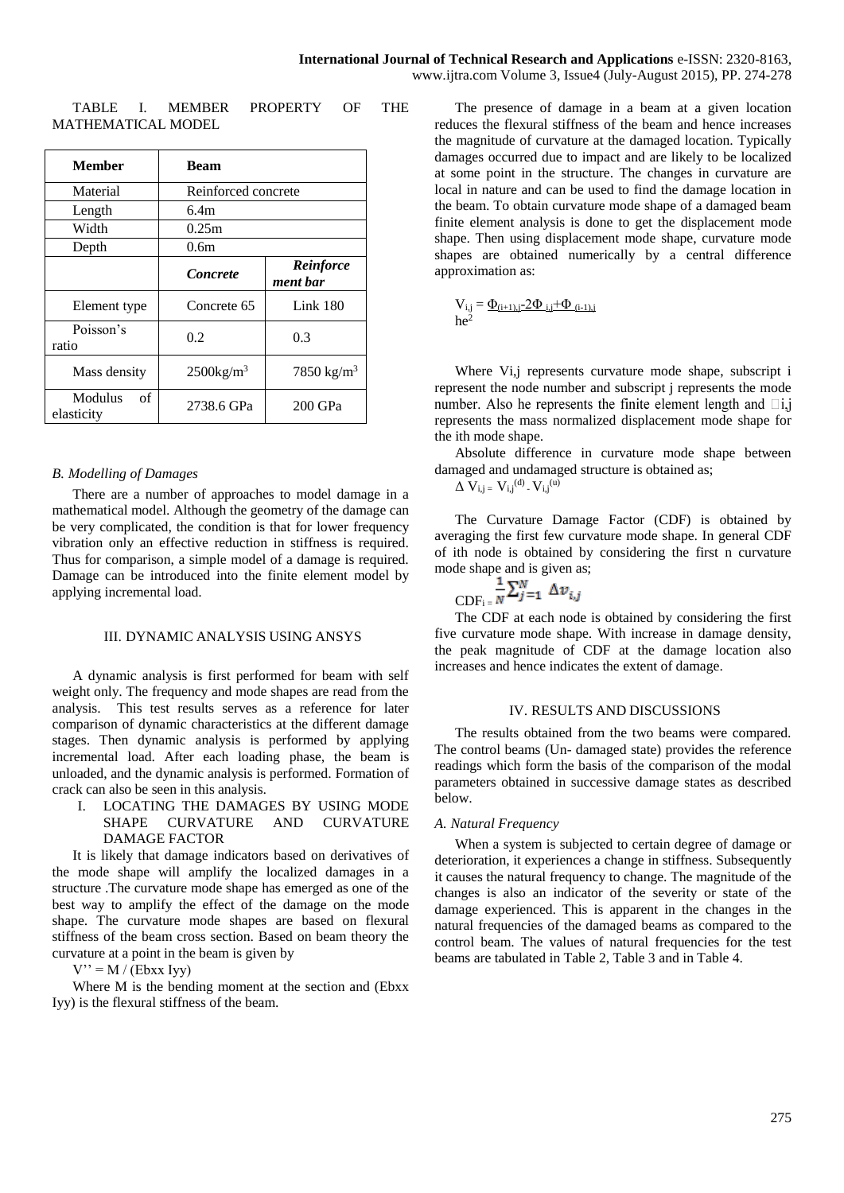TABLE I. MEMBER PROPERTY OF THE MATHEMATICAL MODEL

| **Member** | **Beam** | |
|---|---|---|
| Material | Reinforced concrete | |
| Length | 6.4m | |
| Width | 0.25m | |
| Depth | 0.6m | |
| | ***Concrete*** | ***Reinforcement bar*** |
| Element type | Concrete 65 | Link 180 |
| Poisson's ratio | 0.2 | 0.3 |
| Mass density | $2500 kg/m^3$ | $7850\ kg/m^3$ |
| Modulus of elasticity | 2738.6 GPa | 200 GPa |

### *B. Modelling of Damages*

There are a number of approaches to model damage in a mathematical model. Although the geometry of the damage can be very complicated, the condition is that for lower frequency vibration only an effective reduction in stiffness is required. Thus for comparison, a simple model of a damage is required. Damage can be introduced into the finite element model by applying incremental load.

## III. DYNAMIC ANALYSIS USING ANSYS

A dynamic analysis is first performed for beam with self weight only. The frequency and mode shapes are read from the analysis. This test results serves as a reference for later comparison of dynamic characteristics at the different damage stages. Then dynamic analysis is performed by applying incremental load. After each loading phase, the beam is unloaded, and the dynamic analysis is performed. Formation of crack can also be seen in this analysis.

I. LOCATING THE DAMAGES BY USING MODE SHAPE CURVATURE AND CURVATURE DAMAGE FACTOR

It is likely that damage indicators based on derivatives of the mode shape will amplify the localized damages in a structure .The curvature mode shape has emerged as one of the best way to amplify the effect of the damage on the mode shape. The curvature mode shapes are based on flexural stiffness of the beam cross section. Based on beam theory the curvature at a point in the beam is given by

$$V'' = M / (E_{bxx}\ I_{yy})$$

Where M is the bending moment at the section and ($E_{bxx}$ $I_{yy}$) is the flexural stiffness of the beam.

The presence of damage in a beam at a given location reduces the flexural stiffness of the beam and hence increases the magnitude of curvature at the damaged location. Typically damages occurred due to impact and are likely to be localized at some point in the structure. The changes in curvature are local in nature and can be used to find the damage location in the beam. To obtain curvature mode shape of a damaged beam finite element analysis is done to get the displacement mode shape. Then using displacement mode shape, curvature mode shapes are obtained numerically by a central difference approximation as:

$$V_{i,j} = \frac{\Phi_{(i+1),j} - 2\Phi_{i,j} + \Phi_{(i-1),j}}{he^2}$$

Where $V_{i,j}$ represents curvature mode shape, subscript i represent the node number and subscript j represents the mode number. Also he represents the finite element length and $\Phi_{i,j}$ represents the mass normalized displacement mode shape for the ith mode shape.

Absolute difference in curvature mode shape between damaged and undamaged structure is obtained as;

$$\Delta V_{i,j} = V_{i,j}^{(d)} - V_{i,j}^{(u)}$$

The Curvature Damage Factor (CDF) is obtained by averaging the first few curvature mode shape. In general CDF of ith node is obtained by considering the first n curvature mode shape and is given as;

$$CDF_i = \frac{1}{N}\sum_{j=1}^{N} \Delta v_{i,j}$$

The CDF at each node is obtained by considering the first five curvature mode shape. With increase in damage density, the peak magnitude of CDF at the damage location also increases and hence indicates the extent of damage.

## IV. RESULTS AND DISCUSSIONS

The results obtained from the two beams were compared. The control beams (Un- damaged state) provides the reference readings which form the basis of the comparison of the modal parameters obtained in successive damage states as described below.

### *A. Natural Frequency*

When a system is subjected to certain degree of damage or deterioration, it experiences a change in stiffness. Subsequently it causes the natural frequency to change. The magnitude of the changes is also an indicator of the severity or state of the damage experienced. This is apparent in the changes in the natural frequencies of the damaged beams as compared to the control beam. The values of natural frequencies for the test beams are tabulated in Table 2, Table 3 and in Table 4.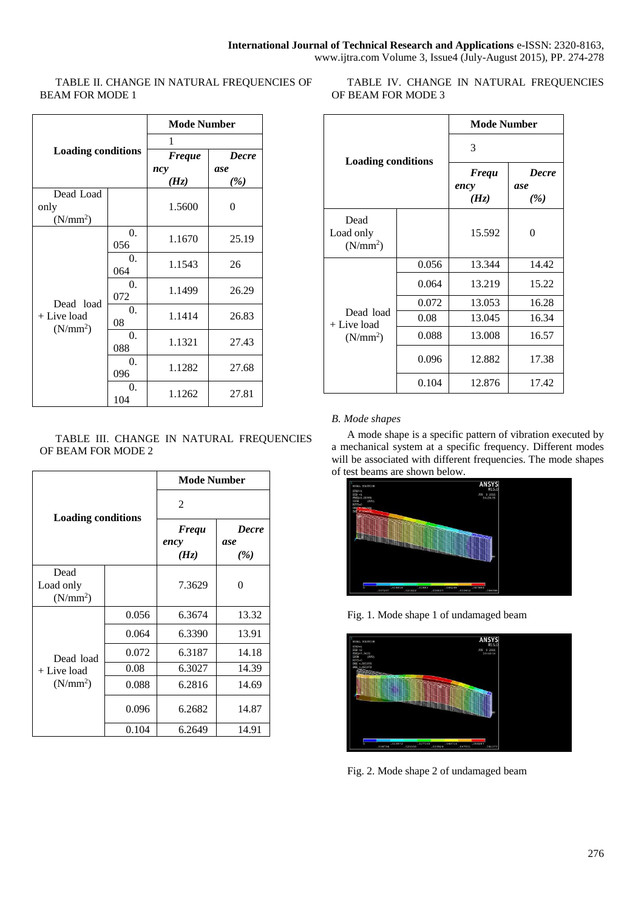TABLE II. CHANGE IN NATURAL FREQUENCIES OF BEAM FOR MODE 1

| Loading conditions | | Mode Number | |
|---|---|---|---|
| | | 1 | |
| | | ***Frequency (Hz)*** | ***Decrease (%)*** |
| Dead Load only ($N/mm^2$) | | 1.5600 | 0 |
| Dead load + Live load ($N/mm^2$) | 0.056 | 1.1670 | 25.19 |
| | 0.064 | 1.1543 | 26 |
| | 0.072 | 1.1499 | 26.29 |
| | 0.08 | 1.1414 | 26.83 |
| | 0.088 | 1.1321 | 27.43 |
| | 0.096 | 1.1282 | 27.68 |
| | 0.104 | 1.1262 | 27.81 |

TABLE III. CHANGE IN NATURAL FREQUENCIES OF BEAM FOR MODE 2

| Loading conditions | | Mode Number | |
|---|---|---|---|
| | | 2 | |
| | | ***Frequency (Hz)*** | ***Decrease (%)*** |
| Dead Load only ($N/mm^2$) | | 7.3629 | 0 |
| Dead load + Live load ($N/mm^2$) | 0.056 | 6.3674 | 13.32 |
| | 0.064 | 6.3390 | 13.91 |
| | 0.072 | 6.3187 | 14.18 |
| | 0.08 | 6.3027 | 14.39 |
| | 0.088 | 6.2816 | 14.69 |
| | 0.096 | 6.2682 | 14.87 |
| | 0.104 | 6.2649 | 14.91 |

TABLE IV. CHANGE IN NATURAL FREQUENCIES OF BEAM FOR MODE 3

| Loading conditions | | Mode Number | |
|---|---|---|---|
| | | 3 | |
| | | ***Frequency (Hz)*** | ***Decrease (%)*** |
| Dead Load only ($N/mm^2$) | | 15.592 | 0 |
| Dead load + Live load ($N/mm^2$) | 0.056 | 13.344 | 14.42 |
| | 0.064 | 13.219 | 15.22 |
| | 0.072 | 13.053 | 16.28 |
| | 0.08 | 13.045 | 16.34 |
| | 0.088 | 13.008 | 16.57 |
| | 0.096 | 12.882 | 17.38 |
| | 0.104 | 12.876 | 17.42 |

*B. Mode shapes*

A mode shape is a specific pattern of vibration executed by a mechanical system at a specific frequency. Different modes will be associated with different frequencies. The mode shapes of test beams are shown below.

Fig. 1. Mode shape 1 of undamaged beam

Fig. 2. Mode shape 2 of undamaged beam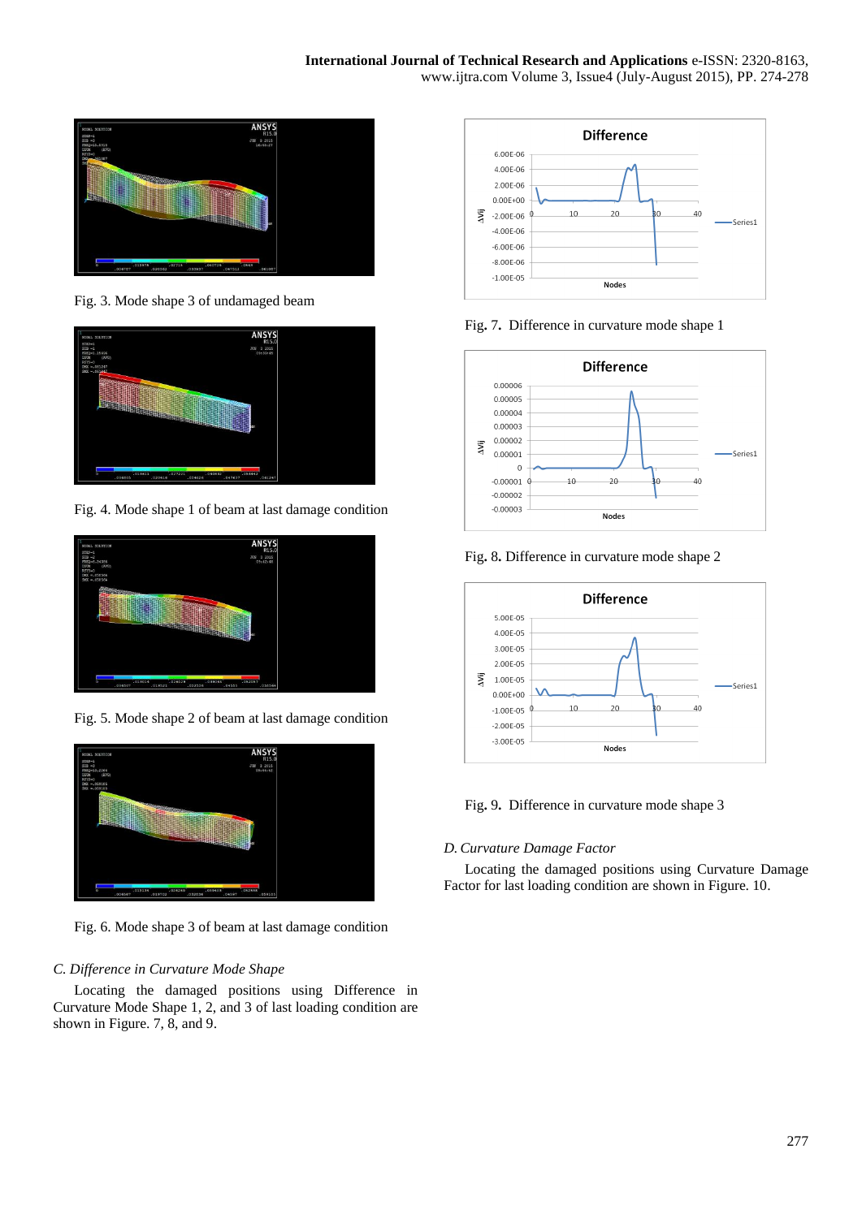Fig. 3. Mode shape 3 of undamaged beam

Fig. 4. Mode shape 1 of beam at last damage condition

Fig. 5. Mode shape 2 of beam at last damage condition

Fig. 6. Mode shape 3 of beam at last damage condition

### *C. Difference in Curvature Mode Shape*

Locating the damaged positions using Difference in Curvature Mode Shape 1, 2, and 3 of last loading condition are shown in Figure. 7, 8, and 9.

Fig. 7. Difference in curvature mode shape 1

Fig. 8. Difference in curvature mode shape 2

Fig. 9. Difference in curvature mode shape 3

### *D. Curvature Damage Factor*

Locating the damaged positions using Curvature Damage Factor for last loading condition are shown in Figure. 10.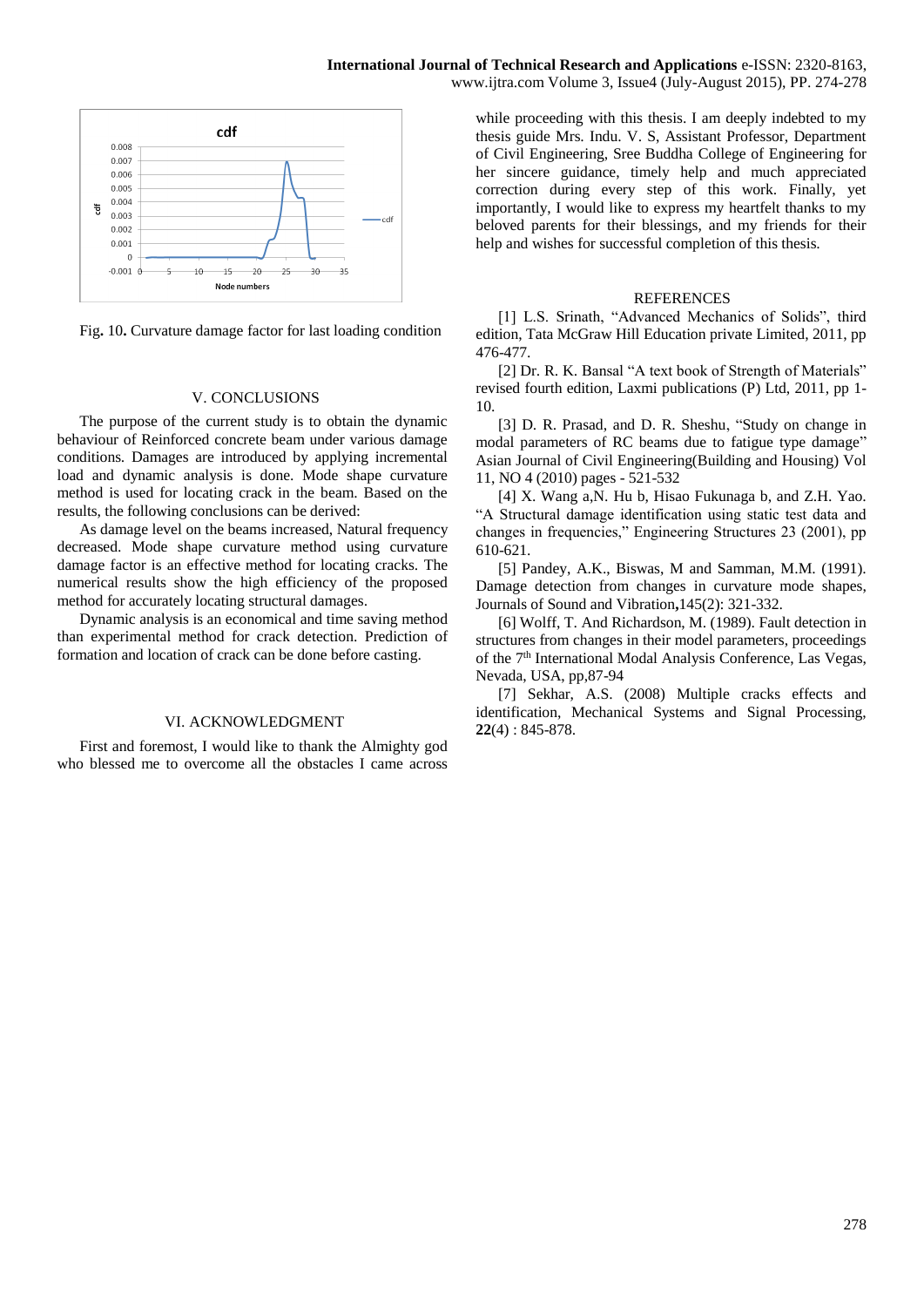cdf

0.008
0.007
0.006
0.005
0.004
0.003
0.002
0.001
0
-0.001

cdf

0 5 10 15 20 25 30 35

Node numbers

cdf

Fig. 10. Curvature damage factor for last loading condition

## V. CONCLUSIONS

The purpose of the current study is to obtain the dynamic behaviour of Reinforced concrete beam under various damage conditions. Damages are introduced by applying incremental load and dynamic analysis is done. Mode shape curvature method is used for locating crack in the beam. Based on the results, the following conclusions can be derived:

As damage level on the beams increased, Natural frequency decreased. Mode shape curvature method using curvature damage factor is an effective method for locating cracks. The numerical results show the high efficiency of the proposed method for accurately locating structural damages.

Dynamic analysis is an economical and time saving method than experimental method for crack detection. Prediction of formation and location of crack can be done before casting.

## VI. ACKNOWLEDGMENT

First and foremost, I would like to thank the Almighty god who blessed me to overcome all the obstacles I came across while proceeding with this thesis. I am deeply indebted to my thesis guide Mrs. Indu. V. S, Assistant Professor, Department of Civil Engineering, Sree Buddha College of Engineering for her sincere guidance, timely help and much appreciated correction during every step of this work. Finally, yet importantly, I would like to express my heartfelt thanks to my beloved parents for their blessings, and my friends for their help and wishes for successful completion of this thesis.

## REFERENCES

[1] L.S. Srinath, "Advanced Mechanics of Solids", third edition, Tata McGraw Hill Education private Limited, 2011, pp 476-477.

[2] Dr. R. K. Bansal "A text book of Strength of Materials" revised fourth edition, Laxmi publications (P) Ltd, 2011, pp 1-10.

[3] D. R. Prasad, and D. R. Sheshu, "Study on change in modal parameters of RC beams due to fatigue type damage" Asian Journal of Civil Engineering(Building and Housing) Vol 11, NO 4 (2010) pages - 521-532

[4] X. Wang a,N. Hu b, Hisao Fukunaga b, and Z.H. Yao. "A Structural damage identification using static test data and changes in frequencies," Engineering Structures 23 (2001), pp 610-621.

[5] Pandey, A.K., Biswas, M and Samman, M.M. (1991). Damage detection from changes in curvature mode shapes, Journals of Sound and Vibration**,**145(2): 321-332.

[6] Wolff, T. And Richardson, M. (1989). Fault detection in structures from changes in their model parameters, proceedings of the 7th International Modal Analysis Conference, Las Vegas, Nevada, USA, pp,87-94

[7] Sekhar, A.S. (2008) Multiple cracks effects and identification, Mechanical Systems and Signal Processing, **22**(4) : 845-878.